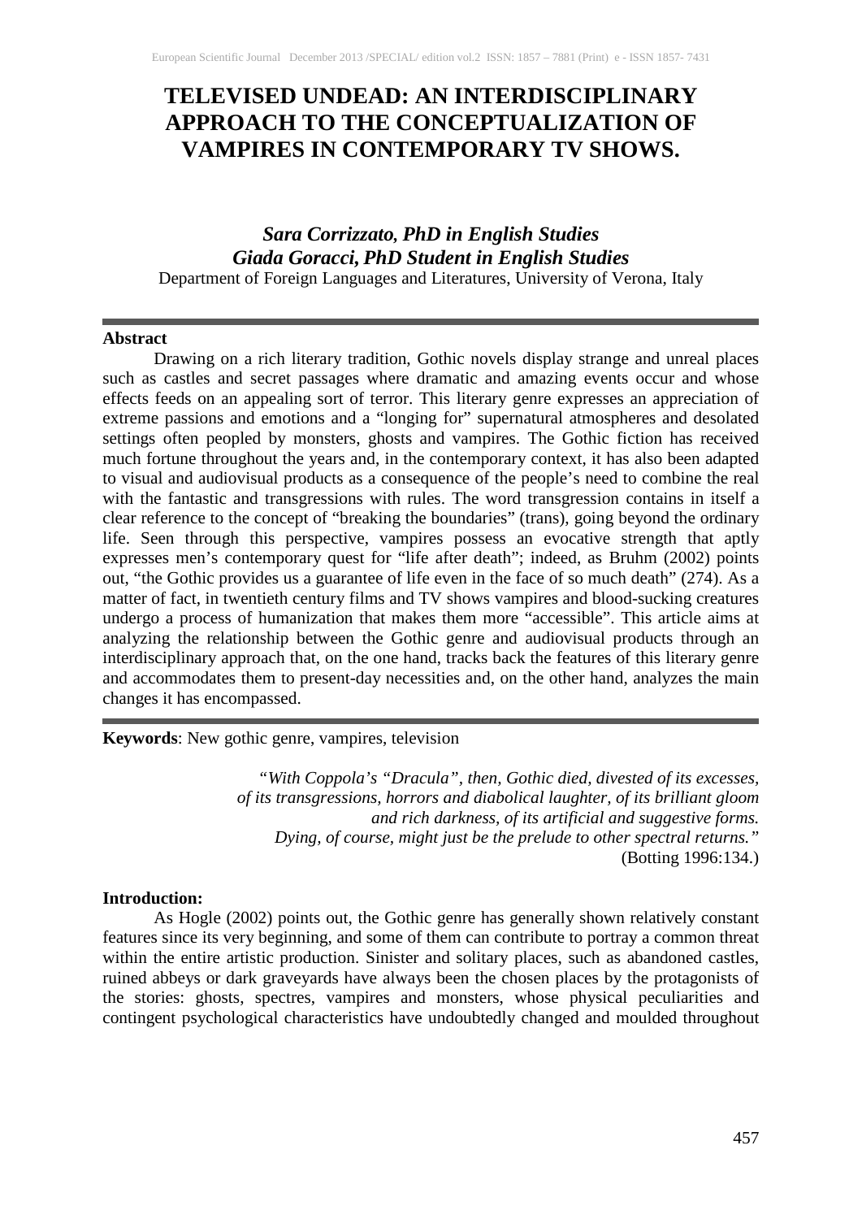# TELEVISED UNDEAD: AN INTERDISCIPLINARY APPROACH TO THE CONCEPTUALIZATION OF VAMPIRES IN CONTEMPORARY TV SHOWS.

***Sara Corrizzato, PhD in English Studies***
***Giada Goracci, PhD Student in English Studies***
Department of Foreign Languages and Literatures, University of Verona, Italy

---

**Abstract**

Drawing on a rich literary tradition, Gothic novels display strange and unreal places such as castles and secret passages where dramatic and amazing events occur and whose effects feeds on an appealing sort of terror. This literary genre expresses an appreciation of extreme passions and emotions and a "longing for" supernatural atmospheres and desolated settings often peopled by monsters, ghosts and vampires. The Gothic fiction has received much fortune throughout the years and, in the contemporary context, it has also been adapted to visual and audiovisual products as a consequence of the people's need to combine the real with the fantastic and transgressions with rules. The word transgression contains in itself a clear reference to the concept of "breaking the boundaries" (trans), going beyond the ordinary life. Seen through this perspective, vampires possess an evocative strength that aptly expresses men's contemporary quest for "life after death"; indeed, as Bruhm (2002) points out, "the Gothic provides us a guarantee of life even in the face of so much death" (274). As a matter of fact, in twentieth century films and TV shows vampires and blood-sucking creatures undergo a process of humanization that makes them more "accessible". This article aims at analyzing the relationship between the Gothic genre and audiovisual products through an interdisciplinary approach that, on the one hand, tracks back the features of this literary genre and accommodates them to present-day necessities and, on the other hand, analyzes the main changes it has encompassed.

---

**Keywords**: New gothic genre, vampires, television

> *"With Coppola's "Dracula", then, Gothic died, divested of its excesses, of its transgressions, horrors and diabolical laughter, of its brilliant gloom and rich darkness, of its artificial and suggestive forms. Dying, of course, might just be the prelude to other spectral returns."*
> (Botting 1996:134.)

**Introduction:**

As Hogle (2002) points out, the Gothic genre has generally shown relatively constant features since its very beginning, and some of them can contribute to portray a common threat within the entire artistic production. Sinister and solitary places, such as abandoned castles, ruined abbeys or dark graveyards have always been the chosen places by the protagonists of the stories: ghosts, spectres, vampires and monsters, whose physical peculiarities and contingent psychological characteristics have undoubtedly changed and moulded throughout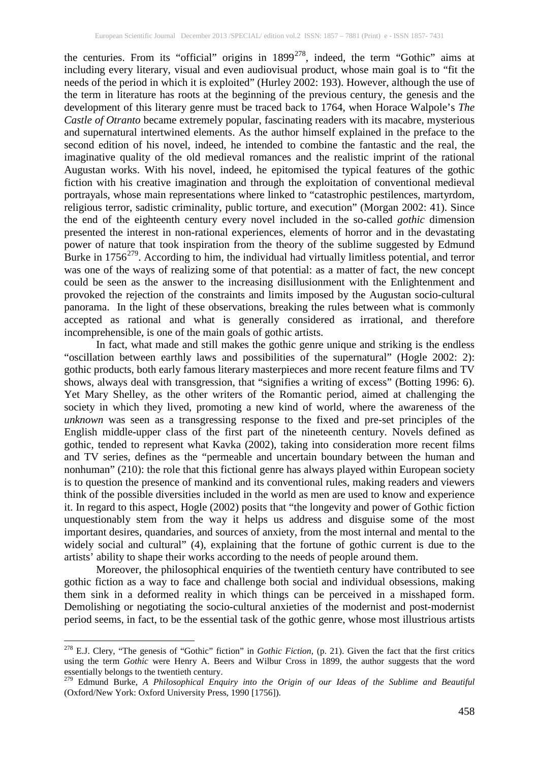the centuries. From its "official" origins in 1899[278], indeed, the term "Gothic" aims at including every literary, visual and even audiovisual product, whose main goal is to "fit the needs of the period in which it is exploited" (Hurley 2002: 193). However, although the use of the term in literature has roots at the beginning of the previous century, the genesis and the development of this literary genre must be traced back to 1764, when Horace Walpole's *The Castle of Otranto* became extremely popular, fascinating readers with its macabre, mysterious and supernatural intertwined elements. As the author himself explained in the preface to the second edition of his novel, indeed, he intended to combine the fantastic and the real, the imaginative quality of the old medieval romances and the realistic imprint of the rational Augustan works. With his novel, indeed, he epitomised the typical features of the gothic fiction with his creative imagination and through the exploitation of conventional medieval portrayals, whose main representations where linked to "catastrophic pestilences, martyrdom, religious terror, sadistic criminality, public torture, and execution" (Morgan 2002: 41). Since the end of the eighteenth century every novel included in the so-called *gothic* dimension presented the interest in non-rational experiences, elements of horror and in the devastating power of nature that took inspiration from the theory of the sublime suggested by Edmund Burke in 1756[279]. According to him, the individual had virtually limitless potential, and terror was one of the ways of realizing some of that potential: as a matter of fact, the new concept could be seen as the answer to the increasing disillusionment with the Enlightenment and provoked the rejection of the constraints and limits imposed by the Augustan socio-cultural panorama. In the light of these observations, breaking the rules between what is commonly accepted as rational and what is generally considered as irrational, and therefore incomprehensible, is one of the main goals of gothic artists.

In fact, what made and still makes the gothic genre unique and striking is the endless "oscillation between earthly laws and possibilities of the supernatural" (Hogle 2002: 2): gothic products, both early famous literary masterpieces and more recent feature films and TV shows, always deal with transgression, that "signifies a writing of excess" (Botting 1996: 6). Yet Mary Shelley, as the other writers of the Romantic period, aimed at challenging the society in which they lived, promoting a new kind of world, where the awareness of the *unknown* was seen as a transgressing response to the fixed and pre-set principles of the English middle-upper class of the first part of the nineteenth century. Novels defined as gothic, tended to represent what Kavka (2002), taking into consideration more recent films and TV series, defines as the "permeable and uncertain boundary between the human and nonhuman" (210): the role that this fictional genre has always played within European society is to question the presence of mankind and its conventional rules, making readers and viewers think of the possible diversities included in the world as men are used to know and experience it. In regard to this aspect, Hogle (2002) posits that "the longevity and power of Gothic fiction unquestionably stem from the way it helps us address and disguise some of the most important desires, quandaries, and sources of anxiety, from the most internal and mental to the widely social and cultural" (4), explaining that the fortune of gothic current is due to the artists' ability to shape their works according to the needs of people around them.

Moreover, the philosophical enquiries of the twentieth century have contributed to see gothic fiction as a way to face and challenge both social and individual obsessions, making them sink in a deformed reality in which things can be perceived in a misshaped form. Demolishing or negotiating the socio-cultural anxieties of the modernist and post-modernist period seems, in fact, to be the essential task of the gothic genre, whose most illustrious artists

[278] E.J. Clery, "The genesis of "Gothic" fiction" in *Gothic Fiction*, (p. 21). Given the fact that the first critics using the term *Gothic* were Henry A. Beers and Wilbur Cross in 1899, the author suggests that the word essentially belongs to the twentieth century.

[279] Edmund Burke, *A Philosophical Enquiry into the Origin of our Ideas of the Sublime and Beautiful* (Oxford/New York: Oxford University Press, 1990 [1756]).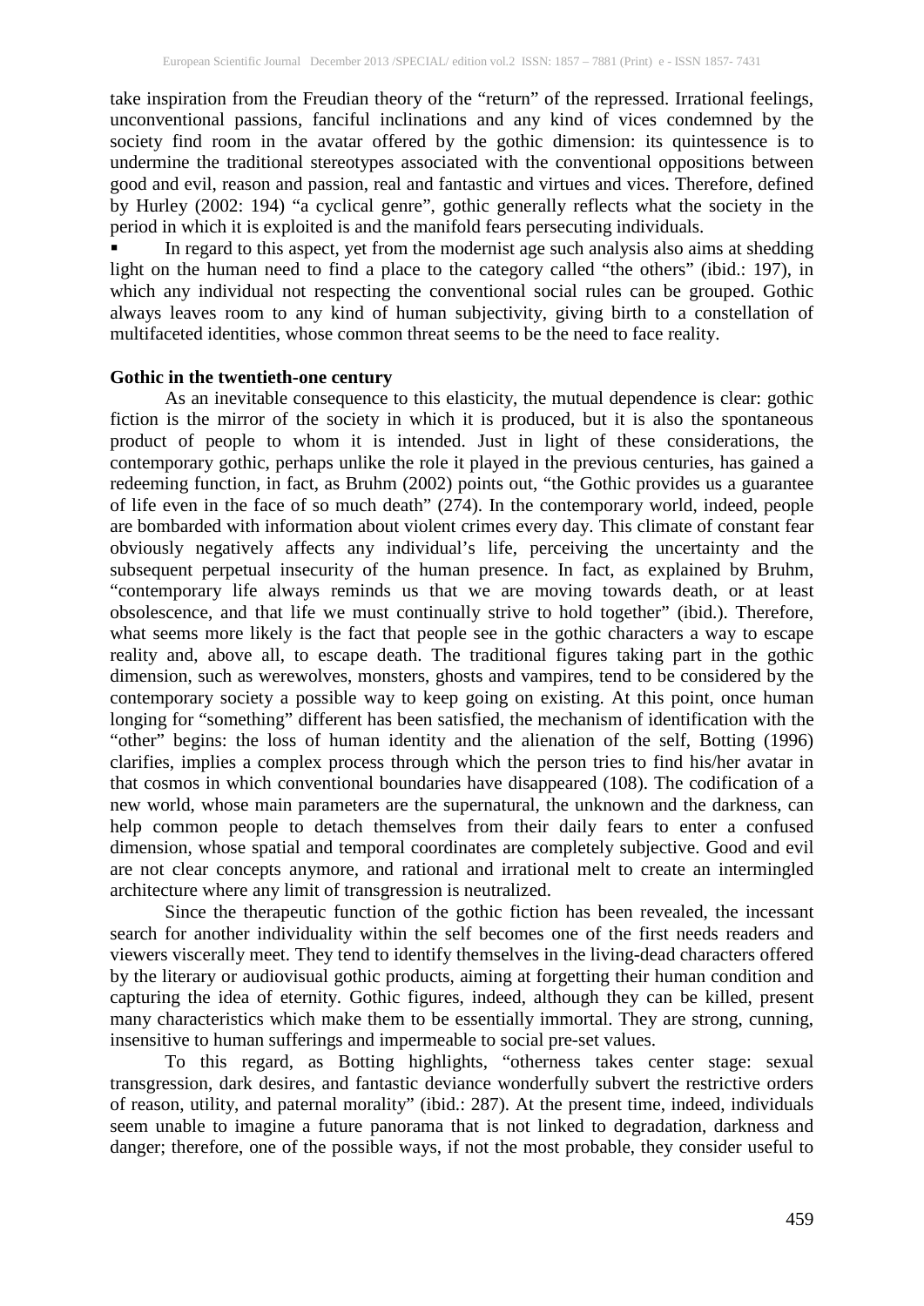take inspiration from the Freudian theory of the "return" of the repressed. Irrational feelings, unconventional passions, fanciful inclinations and any kind of vices condemned by the society find room in the avatar offered by the gothic dimension: its quintessence is to undermine the traditional stereotypes associated with the conventional oppositions between good and evil, reason and passion, real and fantastic and virtues and vices. Therefore, defined by Hurley (2002: 194) "a cyclical genre", gothic generally reflects what the society in the period in which it is exploited is and the manifold fears persecuting individuals.

- In regard to this aspect, yet from the modernist age such analysis also aims at shedding light on the human need to find a place to the category called "the others" (ibid.: 197), in which any individual not respecting the conventional social rules can be grouped. Gothic always leaves room to any kind of human subjectivity, giving birth to a constellation of multifaceted identities, whose common threat seems to be the need to face reality.

**Gothic in the twentieth-one century**

As an inevitable consequence to this elasticity, the mutual dependence is clear: gothic fiction is the mirror of the society in which it is produced, but it is also the spontaneous product of people to whom it is intended. Just in light of these considerations, the contemporary gothic, perhaps unlike the role it played in the previous centuries, has gained a redeeming function, in fact, as Bruhm (2002) points out, "the Gothic provides us a guarantee of life even in the face of so much death" (274). In the contemporary world, indeed, people are bombarded with information about violent crimes every day. This climate of constant fear obviously negatively affects any individual's life, perceiving the uncertainty and the subsequent perpetual insecurity of the human presence. In fact, as explained by Bruhm, "contemporary life always reminds us that we are moving towards death, or at least obsolescence, and that life we must continually strive to hold together" (ibid.). Therefore, what seems more likely is the fact that people see in the gothic characters a way to escape reality and, above all, to escape death. The traditional figures taking part in the gothic dimension, such as werewolves, monsters, ghosts and vampires, tend to be considered by the contemporary society a possible way to keep going on existing. At this point, once human longing for "something" different has been satisfied, the mechanism of identification with the "other" begins: the loss of human identity and the alienation of the self, Botting (1996) clarifies, implies a complex process through which the person tries to find his/her avatar in that cosmos in which conventional boundaries have disappeared (108). The codification of a new world, whose main parameters are the supernatural, the unknown and the darkness, can help common people to detach themselves from their daily fears to enter a confused dimension, whose spatial and temporal coordinates are completely subjective. Good and evil are not clear concepts anymore, and rational and irrational melt to create an intermingled architecture where any limit of transgression is neutralized.

Since the therapeutic function of the gothic fiction has been revealed, the incessant search for another individuality within the self becomes one of the first needs readers and viewers viscerally meet. They tend to identify themselves in the living-dead characters offered by the literary or audiovisual gothic products, aiming at forgetting their human condition and capturing the idea of eternity. Gothic figures, indeed, although they can be killed, present many characteristics which make them to be essentially immortal. They are strong, cunning, insensitive to human sufferings and impermeable to social pre-set values.

To this regard, as Botting highlights, "otherness takes center stage: sexual transgression, dark desires, and fantastic deviance wonderfully subvert the restrictive orders of reason, utility, and paternal morality" (ibid.: 287). At the present time, indeed, individuals seem unable to imagine a future panorama that is not linked to degradation, darkness and danger; therefore, one of the possible ways, if not the most probable, they consider useful to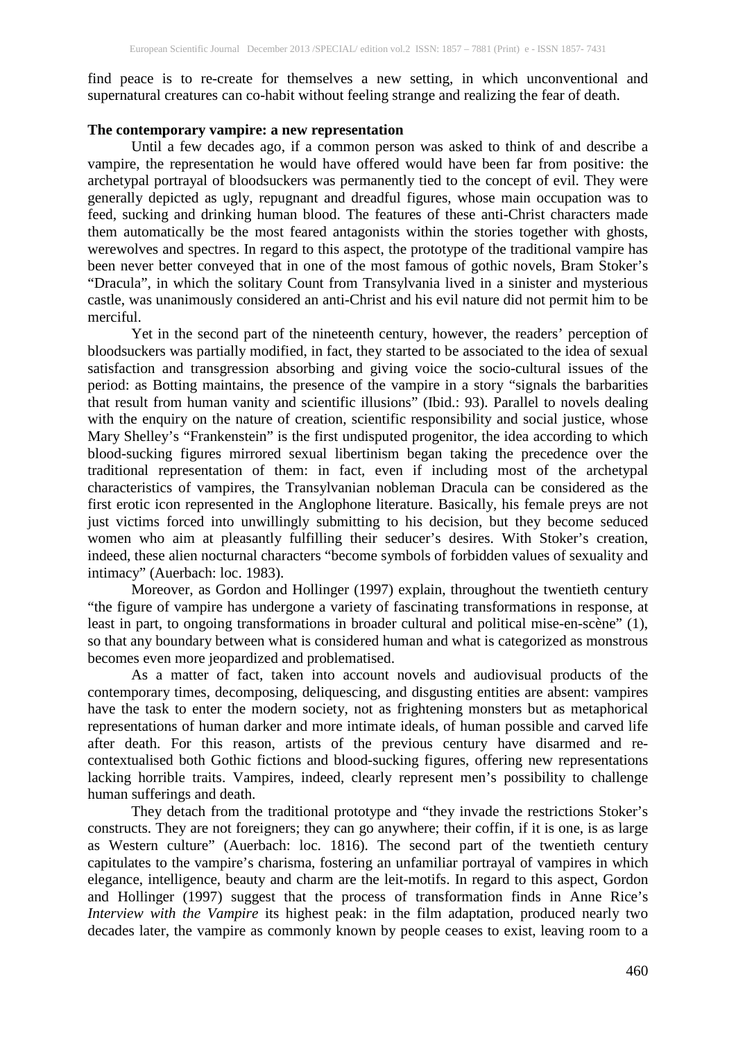find peace is to re-create for themselves a new setting, in which unconventional and supernatural creatures can co-habit without feeling strange and realizing the fear of death.

**The contemporary vampire: a new representation**

Until a few decades ago, if a common person was asked to think of and describe a vampire, the representation he would have offered would have been far from positive: the archetypal portrayal of bloodsuckers was permanently tied to the concept of evil. They were generally depicted as ugly, repugnant and dreadful figures, whose main occupation was to feed, sucking and drinking human blood. The features of these anti-Christ characters made them automatically be the most feared antagonists within the stories together with ghosts, werewolves and spectres. In regard to this aspect, the prototype of the traditional vampire has been never better conveyed that in one of the most famous of gothic novels, Bram Stoker's "Dracula", in which the solitary Count from Transylvania lived in a sinister and mysterious castle, was unanimously considered an anti-Christ and his evil nature did not permit him to be merciful.

Yet in the second part of the nineteenth century, however, the readers' perception of bloodsuckers was partially modified, in fact, they started to be associated to the idea of sexual satisfaction and transgression absorbing and giving voice the socio-cultural issues of the period: as Botting maintains, the presence of the vampire in a story "signals the barbarities that result from human vanity and scientific illusions" (Ibid.: 93). Parallel to novels dealing with the enquiry on the nature of creation, scientific responsibility and social justice, whose Mary Shelley's "Frankenstein" is the first undisputed progenitor, the idea according to which blood-sucking figures mirrored sexual libertinism began taking the precedence over the traditional representation of them: in fact, even if including most of the archetypal characteristics of vampires, the Transylvanian nobleman Dracula can be considered as the first erotic icon represented in the Anglophone literature. Basically, his female preys are not just victims forced into unwillingly submitting to his decision, but they become seduced women who aim at pleasantly fulfilling their seducer's desires. With Stoker's creation, indeed, these alien nocturnal characters "become symbols of forbidden values of sexuality and intimacy" (Auerbach: loc. 1983).

Moreover, as Gordon and Hollinger (1997) explain, throughout the twentieth century "the figure of vampire has undergone a variety of fascinating transformations in response, at least in part, to ongoing transformations in broader cultural and political mise-en-scène" (1), so that any boundary between what is considered human and what is categorized as monstrous becomes even more jeopardized and problematised.

As a matter of fact, taken into account novels and audiovisual products of the contemporary times, decomposing, deliquescing, and disgusting entities are absent: vampires have the task to enter the modern society, not as frightening monsters but as metaphorical representations of human darker and more intimate ideals, of human possible and carved life after death. For this reason, artists of the previous century have disarmed and re-contextualised both Gothic fictions and blood-sucking figures, offering new representations lacking horrible traits. Vampires, indeed, clearly represent men's possibility to challenge human sufferings and death.

They detach from the traditional prototype and "they invade the restrictions Stoker's constructs. They are not foreigners; they can go anywhere; their coffin, if it is one, is as large as Western culture" (Auerbach: loc. 1816). The second part of the twentieth century capitulates to the vampire's charisma, fostering an unfamiliar portrayal of vampires in which elegance, intelligence, beauty and charm are the leit-motifs. In regard to this aspect, Gordon and Hollinger (1997) suggest that the process of transformation finds in Anne Rice's *Interview with the Vampire* its highest peak: in the film adaptation, produced nearly two decades later, the vampire as commonly known by people ceases to exist, leaving room to a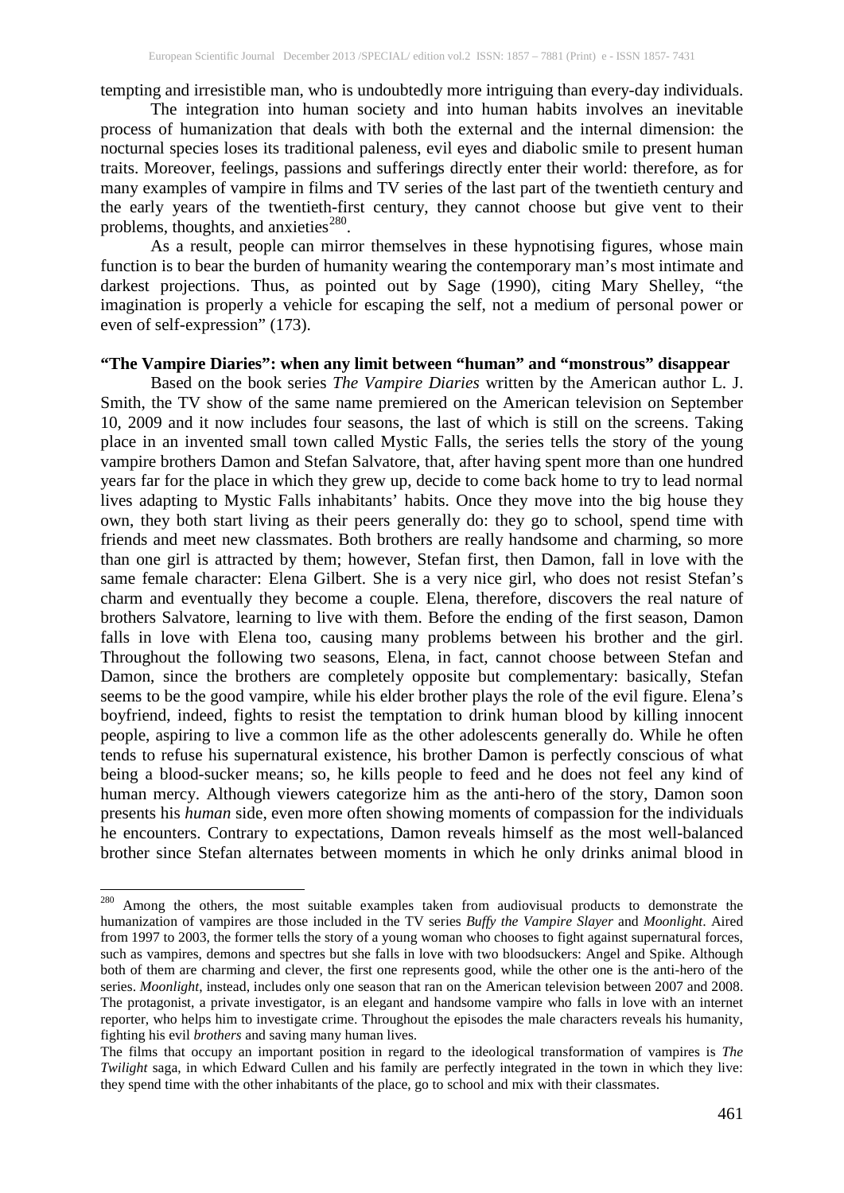tempting and irresistible man, who is undoubtedly more intriguing than every-day individuals.

The integration into human society and into human habits involves an inevitable process of humanization that deals with both the external and the internal dimension: the nocturnal species loses its traditional paleness, evil eyes and diabolic smile to present human traits. Moreover, feelings, passions and sufferings directly enter their world: therefore, as for many examples of vampire in films and TV series of the last part of the twentieth century and the early years of the twentieth-first century, they cannot choose but give vent to their problems, thoughts, and anxieties[280].

As a result, people can mirror themselves in these hypnotising figures, whose main function is to bear the burden of humanity wearing the contemporary man's most intimate and darkest projections. Thus, as pointed out by Sage (1990), citing Mary Shelley, "the imagination is properly a vehicle for escaping the self, not a medium of personal power or even of self-expression" (173).

**"The Vampire Diaries": when any limit between "human" and "monstrous" disappear**

Based on the book series *The Vampire Diaries* written by the American author L. J. Smith, the TV show of the same name premiered on the American television on September 10, 2009 and it now includes four seasons, the last of which is still on the screens. Taking place in an invented small town called Mystic Falls, the series tells the story of the young vampire brothers Damon and Stefan Salvatore, that, after having spent more than one hundred years far for the place in which they grew up, decide to come back home to try to lead normal lives adapting to Mystic Falls inhabitants' habits. Once they move into the big house they own, they both start living as their peers generally do: they go to school, spend time with friends and meet new classmates. Both brothers are really handsome and charming, so more than one girl is attracted by them; however, Stefan first, then Damon, fall in love with the same female character: Elena Gilbert. She is a very nice girl, who does not resist Stefan's charm and eventually they become a couple. Elena, therefore, discovers the real nature of brothers Salvatore, learning to live with them. Before the ending of the first season, Damon falls in love with Elena too, causing many problems between his brother and the girl. Throughout the following two seasons, Elena, in fact, cannot choose between Stefan and Damon, since the brothers are completely opposite but complementary: basically, Stefan seems to be the good vampire, while his elder brother plays the role of the evil figure. Elena's boyfriend, indeed, fights to resist the temptation to drink human blood by killing innocent people, aspiring to live a common life as the other adolescents generally do. While he often tends to refuse his supernatural existence, his brother Damon is perfectly conscious of what being a blood-sucker means; so, he kills people to feed and he does not feel any kind of human mercy. Although viewers categorize him as the anti-hero of the story, Damon soon presents his *human* side, even more often showing moments of compassion for the individuals he encounters. Contrary to expectations, Damon reveals himself as the most well-balanced brother since Stefan alternates between moments in which he only drinks animal blood in

---

[280] Among the others, the most suitable examples taken from audiovisual products to demonstrate the humanization of vampires are those included in the TV series *Buffy the Vampire Slayer* and *Moonlight*. Aired from 1997 to 2003, the former tells the story of a young woman who chooses to fight against supernatural forces, such as vampires, demons and spectres but she falls in love with two bloodsuckers: Angel and Spike. Although both of them are charming and clever, the first one represents good, while the other one is the anti-hero of the series. *Moonlight*, instead, includes only one season that ran on the American television between 2007 and 2008. The protagonist, a private investigator, is an elegant and handsome vampire who falls in love with an internet reporter, who helps him to investigate crime. Throughout the episodes the male characters reveals his humanity, fighting his evil *brothers* and saving many human lives.

The films that occupy an important position in regard to the ideological transformation of vampires is *The Twilight* saga, in which Edward Cullen and his family are perfectly integrated in the town in which they live: they spend time with the other inhabitants of the place, go to school and mix with their classmates.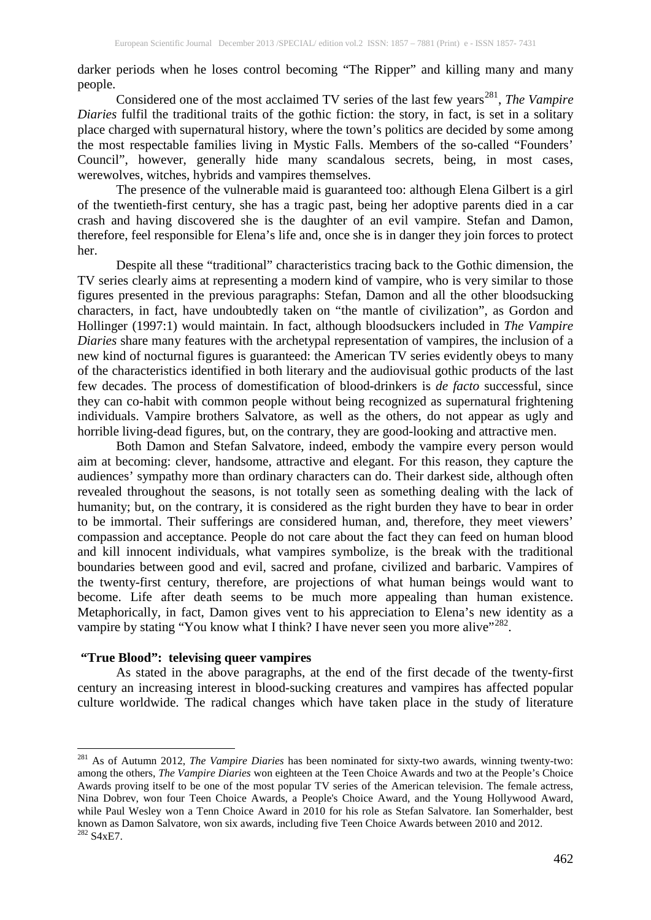darker periods when he loses control becoming "The Ripper" and killing many and many people.

Considered one of the most acclaimed TV series of the last few years[281], *The Vampire Diaries* fulfil the traditional traits of the gothic fiction: the story, in fact, is set in a solitary place charged with supernatural history, where the town's politics are decided by some among the most respectable families living in Mystic Falls. Members of the so-called "Founders' Council", however, generally hide many scandalous secrets, being, in most cases, werewolves, witches, hybrids and vampires themselves.

The presence of the vulnerable maid is guaranteed too: although Elena Gilbert is a girl of the twentieth-first century, she has a tragic past, being her adoptive parents died in a car crash and having discovered she is the daughter of an evil vampire. Stefan and Damon, therefore, feel responsible for Elena's life and, once she is in danger they join forces to protect her.

Despite all these "traditional" characteristics tracing back to the Gothic dimension, the TV series clearly aims at representing a modern kind of vampire, who is very similar to those figures presented in the previous paragraphs: Stefan, Damon and all the other bloodsucking characters, in fact, have undoubtedly taken on "the mantle of civilization", as Gordon and Hollinger (1997:1) would maintain. In fact, although bloodsuckers included in *The Vampire Diaries* share many features with the archetypal representation of vampires, the inclusion of a new kind of nocturnal figures is guaranteed: the American TV series evidently obeys to many of the characteristics identified in both literary and the audiovisual gothic products of the last few decades. The process of domestification of blood-drinkers is *de facto* successful, since they can co-habit with common people without being recognized as supernatural frightening individuals. Vampire brothers Salvatore, as well as the others, do not appear as ugly and horrible living-dead figures, but, on the contrary, they are good-looking and attractive men.

Both Damon and Stefan Salvatore, indeed, embody the vampire every person would aim at becoming: clever, handsome, attractive and elegant. For this reason, they capture the audiences' sympathy more than ordinary characters can do. Their darkest side, although often revealed throughout the seasons, is not totally seen as something dealing with the lack of humanity; but, on the contrary, it is considered as the right burden they have to bear in order to be immortal. Their sufferings are considered human, and, therefore, they meet viewers' compassion and acceptance. People do not care about the fact they can feed on human blood and kill innocent individuals, what vampires symbolize, is the break with the traditional boundaries between good and evil, sacred and profane, civilized and barbaric. Vampires of the twenty-first century, therefore, are projections of what human beings would want to become. Life after death seems to be much more appealing than human existence. Metaphorically, in fact, Damon gives vent to his appreciation to Elena's new identity as a vampire by stating "You know what I think? I have never seen you more alive"[282].

## "True Blood": televising queer vampires

As stated in the above paragraphs, at the end of the first decade of the twenty-first century an increasing interest in blood-sucking creatures and vampires has affected popular culture worldwide. The radical changes which have taken place in the study of literature

---

[281] As of Autumn 2012, *The Vampire Diaries* has been nominated for sixty-two awards, winning twenty-two: among the others, *The Vampire Diaries* won eighteen at the Teen Choice Awards and two at the People's Choice Awards proving itself to be one of the most popular TV series of the American television. The female actress, Nina Dobrev, won four Teen Choice Awards, a People's Choice Award, and the Young Hollywood Award, while Paul Wesley won a Tenn Choice Award in 2010 for his role as Stefan Salvatore. Ian Somerhalder, best known as Damon Salvatore, won six awards, including five Teen Choice Awards between 2010 and 2012.

[282] S4xE7.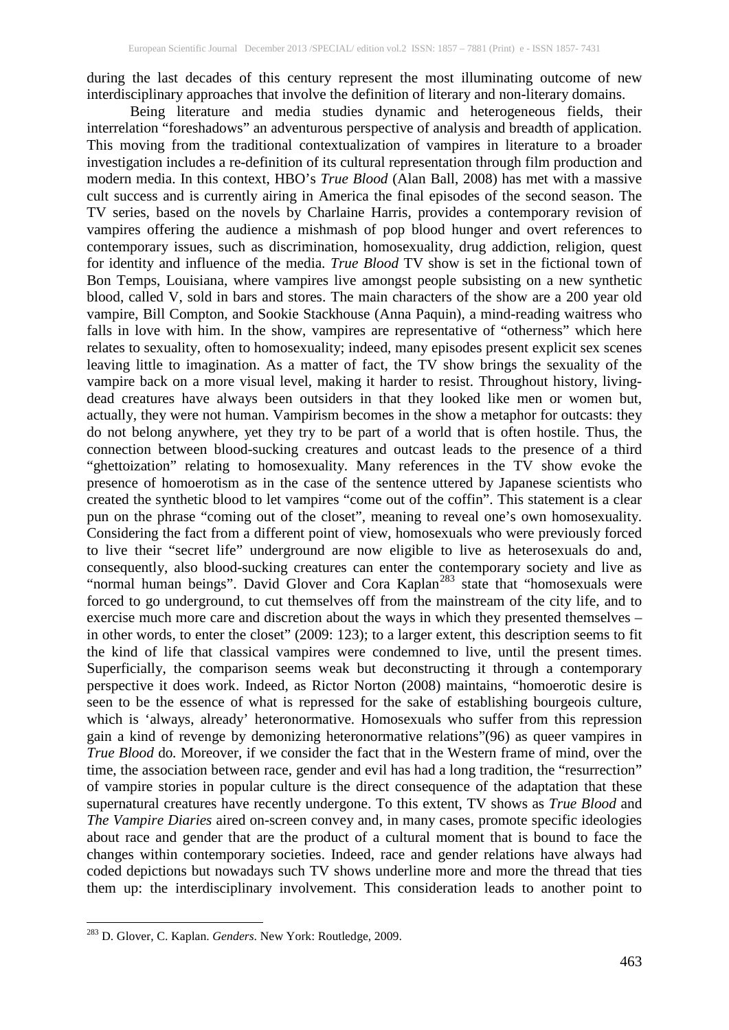during the last decades of this century represent the most illuminating outcome of new interdisciplinary approaches that involve the definition of literary and non-literary domains.

Being literature and media studies dynamic and heterogeneous fields, their interrelation "foreshadows" an adventurous perspective of analysis and breadth of application. This moving from the traditional contextualization of vampires in literature to a broader investigation includes a re-definition of its cultural representation through film production and modern media. In this context, HBO's *True Blood* (Alan Ball, 2008) has met with a massive cult success and is currently airing in America the final episodes of the second season. The TV series, based on the novels by Charlaine Harris, provides a contemporary revision of vampires offering the audience a mishmash of pop blood hunger and overt references to contemporary issues, such as discrimination, homosexuality, drug addiction, religion, quest for identity and influence of the media. *True Blood* TV show is set in the fictional town of Bon Temps, Louisiana, where vampires live amongst people subsisting on a new synthetic blood, called V, sold in bars and stores. The main characters of the show are a 200 year old vampire, Bill Compton, and Sookie Stackhouse (Anna Paquin), a mind-reading waitress who falls in love with him. In the show, vampires are representative of "otherness" which here relates to sexuality, often to homosexuality; indeed, many episodes present explicit sex scenes leaving little to imagination. As a matter of fact, the TV show brings the sexuality of the vampire back on a more visual level, making it harder to resist. Throughout history, living-dead creatures have always been outsiders in that they looked like men or women but, actually, they were not human. Vampirism becomes in the show a metaphor for outcasts: they do not belong anywhere, yet they try to be part of a world that is often hostile. Thus, the connection between blood-sucking creatures and outcast leads to the presence of a third "ghettoization" relating to homosexuality. Many references in the TV show evoke the presence of homoerotism as in the case of the sentence uttered by Japanese scientists who created the synthetic blood to let vampires "come out of the coffin". This statement is a clear pun on the phrase "coming out of the closet", meaning to reveal one's own homosexuality. Considering the fact from a different point of view, homosexuals who were previously forced to live their "secret life" underground are now eligible to live as heterosexuals do and, consequently, also blood-sucking creatures can enter the contemporary society and live as "normal human beings". David Glover and Cora Kaplan[283] state that "homosexuals were forced to go underground, to cut themselves off from the mainstream of the city life, and to exercise much more care and discretion about the ways in which they presented themselves – in other words, to enter the closet" (2009: 123); to a larger extent, this description seems to fit the kind of life that classical vampires were condemned to live, until the present times. Superficially, the comparison seems weak but deconstructing it through a contemporary perspective it does work. Indeed, as Rictor Norton (2008) maintains, "homoerotic desire is seen to be the essence of what is repressed for the sake of establishing bourgeois culture, which is 'always, already' heteronormative. Homosexuals who suffer from this repression gain a kind of revenge by demonizing heteronormative relations"(96) as queer vampires in *True Blood* do. Moreover, if we consider the fact that in the Western frame of mind, over the time, the association between race, gender and evil has had a long tradition, the "resurrection" of vampire stories in popular culture is the direct consequence of the adaptation that these supernatural creatures have recently undergone. To this extent, TV shows as *True Blood* and *The Vampire Diaries* aired on-screen convey and, in many cases, promote specific ideologies about race and gender that are the product of a cultural moment that is bound to face the changes within contemporary societies. Indeed, race and gender relations have always had coded depictions but nowadays such TV shows underline more and more the thread that ties them up: the interdisciplinary involvement. This consideration leads to another point to

---

[283] D. Glover, C. Kaplan. *Genders*. New York: Routledge, 2009.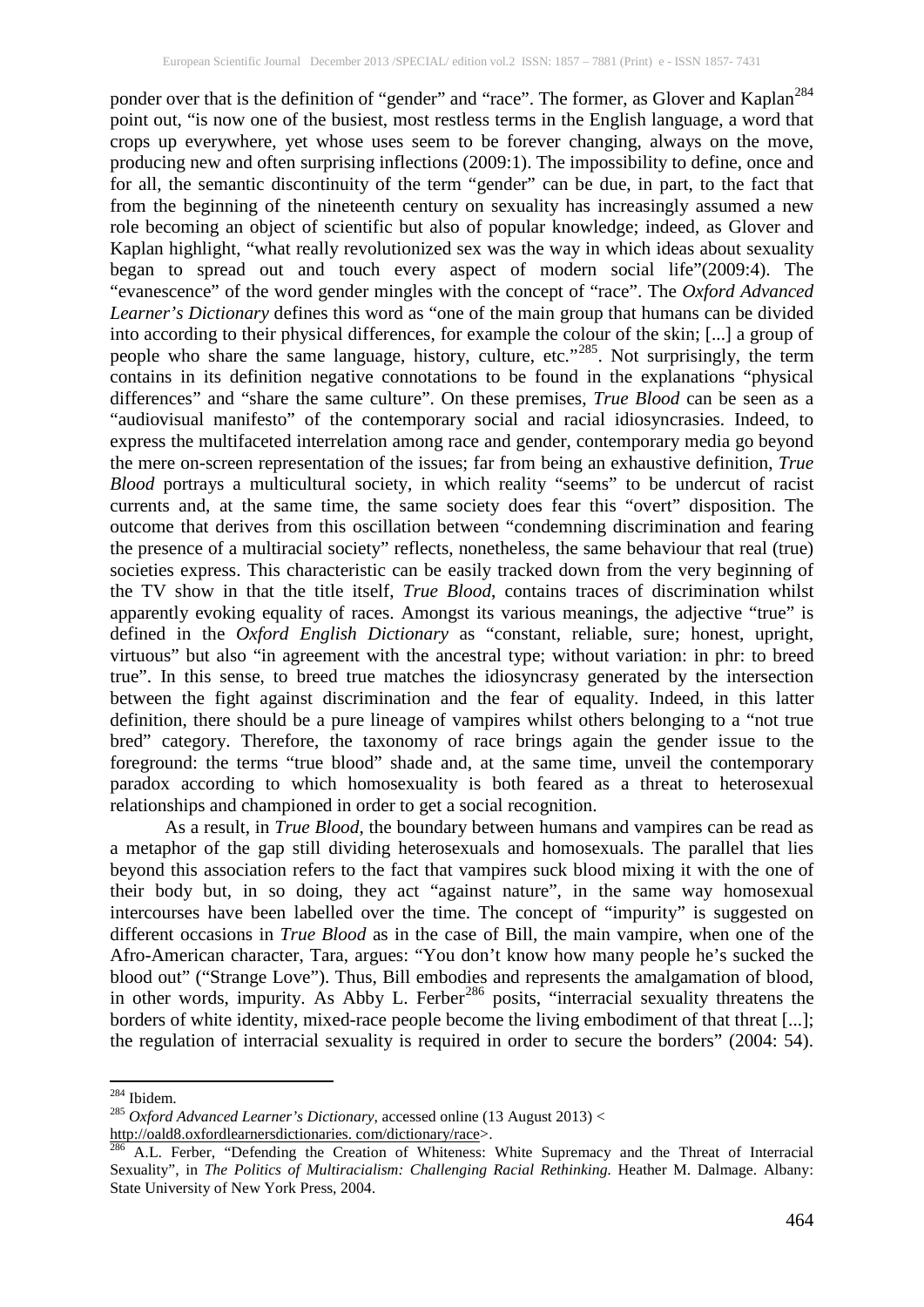ponder over that is the definition of "gender" and "race". The former, as Glover and Kaplan[284] point out, "is now one of the busiest, most restless terms in the English language, a word that crops up everywhere, yet whose uses seem to be forever changing, always on the move, producing new and often surprising inflections (2009:1). The impossibility to define, once and for all, the semantic discontinuity of the term "gender" can be due, in part, to the fact that from the beginning of the nineteenth century on sexuality has increasingly assumed a new role becoming an object of scientific but also of popular knowledge; indeed, as Glover and Kaplan highlight, "what really revolutionized sex was the way in which ideas about sexuality began to spread out and touch every aspect of modern social life"(2009:4). The "evanescence" of the word gender mingles with the concept of "race". The *Oxford Advanced Learner's Dictionary* defines this word as "one of the main group that humans can be divided into according to their physical differences, for example the colour of the skin; [...] a group of people who share the same language, history, culture, etc."[285]. Not surprisingly, the term contains in its definition negative connotations to be found in the explanations "physical differences" and "share the same culture". On these premises, *True Blood* can be seen as a "audiovisual manifesto" of the contemporary social and racial idiosyncrasies. Indeed, to express the multifaceted interrelation among race and gender, contemporary media go beyond the mere on-screen representation of the issues; far from being an exhaustive definition, *True Blood* portrays a multicultural society, in which reality "seems" to be undercut of racist currents and, at the same time, the same society does fear this "overt" disposition. The outcome that derives from this oscillation between "condemning discrimination and fearing the presence of a multiracial society" reflects, nonetheless, the same behaviour that real (true) societies express. This characteristic can be easily tracked down from the very beginning of the TV show in that the title itself, *True Blood*, contains traces of discrimination whilst apparently evoking equality of races. Amongst its various meanings, the adjective "true" is defined in the *Oxford English Dictionary* as "constant, reliable, sure; honest, upright, virtuous" but also "in agreement with the ancestral type; without variation: in phr: to breed true". In this sense, to breed true matches the idiosyncrasy generated by the intersection between the fight against discrimination and the fear of equality. Indeed, in this latter definition, there should be a pure lineage of vampires whilst others belonging to a "not true bred" category. Therefore, the taxonomy of race brings again the gender issue to the foreground: the terms "true blood" shade and, at the same time, unveil the contemporary paradox according to which homosexuality is both feared as a threat to heterosexual relationships and championed in order to get a social recognition.

As a result, in *True Blood*, the boundary between humans and vampires can be read as a metaphor of the gap still dividing heterosexuals and homosexuals. The parallel that lies beyond this association refers to the fact that vampires suck blood mixing it with the one of their body but, in so doing, they act "against nature", in the same way homosexual intercourses have been labelled over the time. The concept of "impurity" is suggested on different occasions in *True Blood* as in the case of Bill, the main vampire, when one of the Afro-American character, Tara, argues: "You don't know how many people he's sucked the blood out" ("Strange Love"). Thus, Bill embodies and represents the amalgamation of blood, in other words, impurity. As Abby L. Ferber[286] posits, "interracial sexuality threatens the borders of white identity, mixed-race people become the living embodiment of that threat [...]; the regulation of interracial sexuality is required in order to secure the borders" (2004: 54).

---

[284] Ibidem.

[285] *Oxford Advanced Learner's Dictionary*, accessed online (13 August 2013) < http://oald8.oxfordlearnersdictionaries. com/dictionary/race>.

[286] A.L. Ferber, "Defending the Creation of Whiteness: White Supremacy and the Threat of Interracial Sexuality", in *The Politics of Multiracialism: Challenging Racial Rethinking.* Heather M. Dalmage. Albany: State University of New York Press, 2004.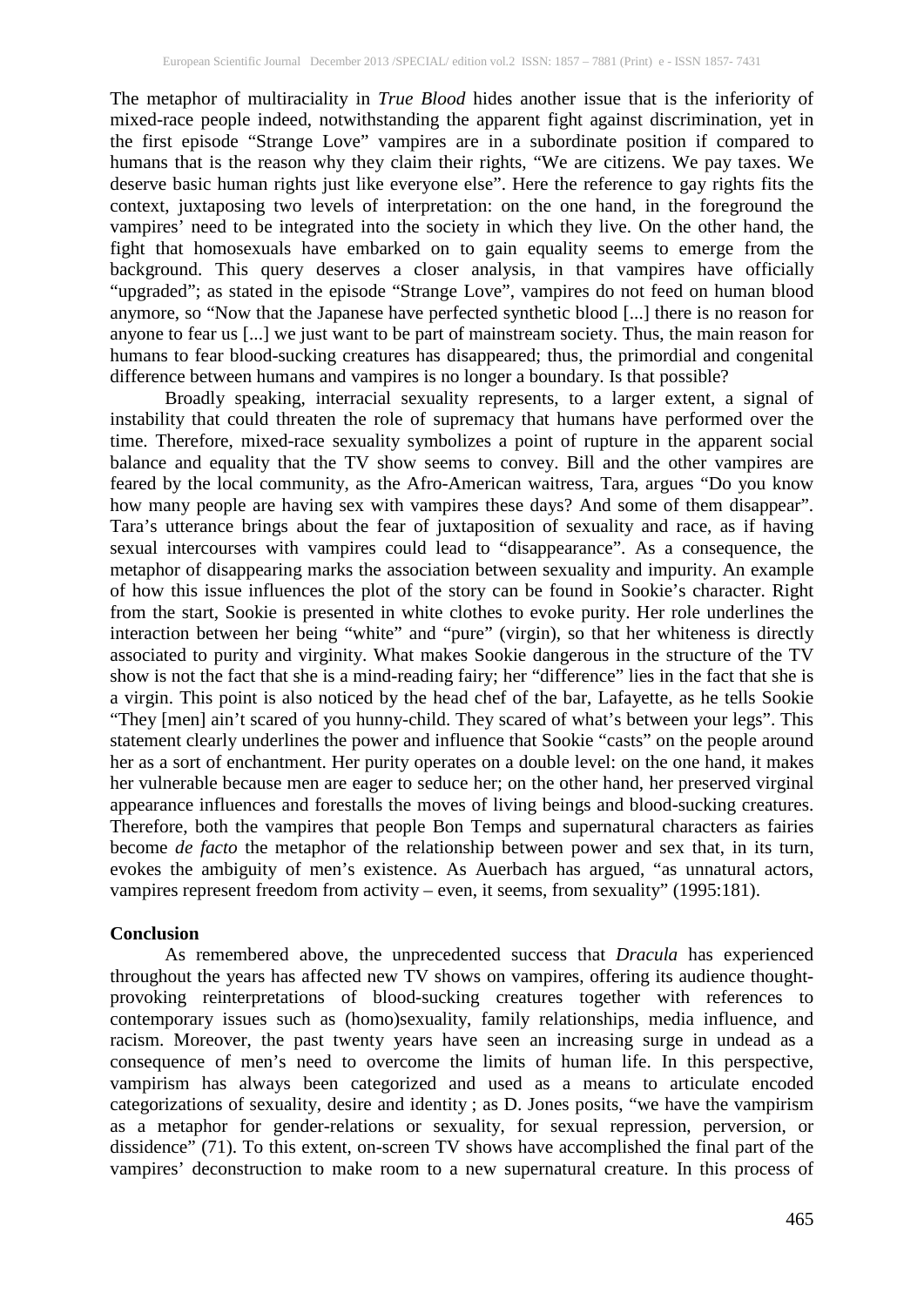The metaphor of multiraciality in *True Blood* hides another issue that is the inferiority of mixed-race people indeed, notwithstanding the apparent fight against discrimination, yet in the first episode "Strange Love" vampires are in a subordinate position if compared to humans that is the reason why they claim their rights, "We are citizens. We pay taxes. We deserve basic human rights just like everyone else". Here the reference to gay rights fits the context, juxtaposing two levels of interpretation: on the one hand, in the foreground the vampires' need to be integrated into the society in which they live. On the other hand, the fight that homosexuals have embarked on to gain equality seems to emerge from the background. This query deserves a closer analysis, in that vampires have officially "upgraded"; as stated in the episode "Strange Love", vampires do not feed on human blood anymore, so "Now that the Japanese have perfected synthetic blood [...] there is no reason for anyone to fear us [...] we just want to be part of mainstream society. Thus, the main reason for humans to fear blood-sucking creatures has disappeared; thus, the primordial and congenital difference between humans and vampires is no longer a boundary. Is that possible?

Broadly speaking, interracial sexuality represents, to a larger extent, a signal of instability that could threaten the role of supremacy that humans have performed over the time. Therefore, mixed-race sexuality symbolizes a point of rupture in the apparent social balance and equality that the TV show seems to convey. Bill and the other vampires are feared by the local community, as the Afro-American waitress, Tara, argues "Do you know how many people are having sex with vampires these days? And some of them disappear". Tara's utterance brings about the fear of juxtaposition of sexuality and race, as if having sexual intercourses with vampires could lead to "disappearance". As a consequence, the metaphor of disappearing marks the association between sexuality and impurity. An example of how this issue influences the plot of the story can be found in Sookie's character. Right from the start, Sookie is presented in white clothes to evoke purity. Her role underlines the interaction between her being "white" and "pure" (virgin), so that her whiteness is directly associated to purity and virginity. What makes Sookie dangerous in the structure of the TV show is not the fact that she is a mind-reading fairy; her "difference" lies in the fact that she is a virgin. This point is also noticed by the head chef of the bar, Lafayette, as he tells Sookie "They [men] ain't scared of you hunny-child. They scared of what's between your legs". This statement clearly underlines the power and influence that Sookie "casts" on the people around her as a sort of enchantment. Her purity operates on a double level: on the one hand, it makes her vulnerable because men are eager to seduce her; on the other hand, her preserved virginal appearance influences and forestalls the moves of living beings and blood-sucking creatures. Therefore, both the vampires that people Bon Temps and supernatural characters as fairies become *de facto* the metaphor of the relationship between power and sex that, in its turn, evokes the ambiguity of men's existence. As Auerbach has argued, "as unnatural actors, vampires represent freedom from activity – even, it seems, from sexuality" (1995:181).

## Conclusion

As remembered above, the unprecedented success that *Dracula* has experienced throughout the years has affected new TV shows on vampires, offering its audience thought-provoking reinterpretations of blood-sucking creatures together with references to contemporary issues such as (homo)sexuality, family relationships, media influence, and racism. Moreover, the past twenty years have seen an increasing surge in undead as a consequence of men's need to overcome the limits of human life. In this perspective, vampirism has always been categorized and used as a means to articulate encoded categorizations of sexuality, desire and identity ; as D. Jones posits, "we have the vampirism as a metaphor for gender-relations or sexuality, for sexual repression, perversion, or dissidence" (71). To this extent, on-screen TV shows have accomplished the final part of the vampires' deconstruction to make room to a new supernatural creature. In this process of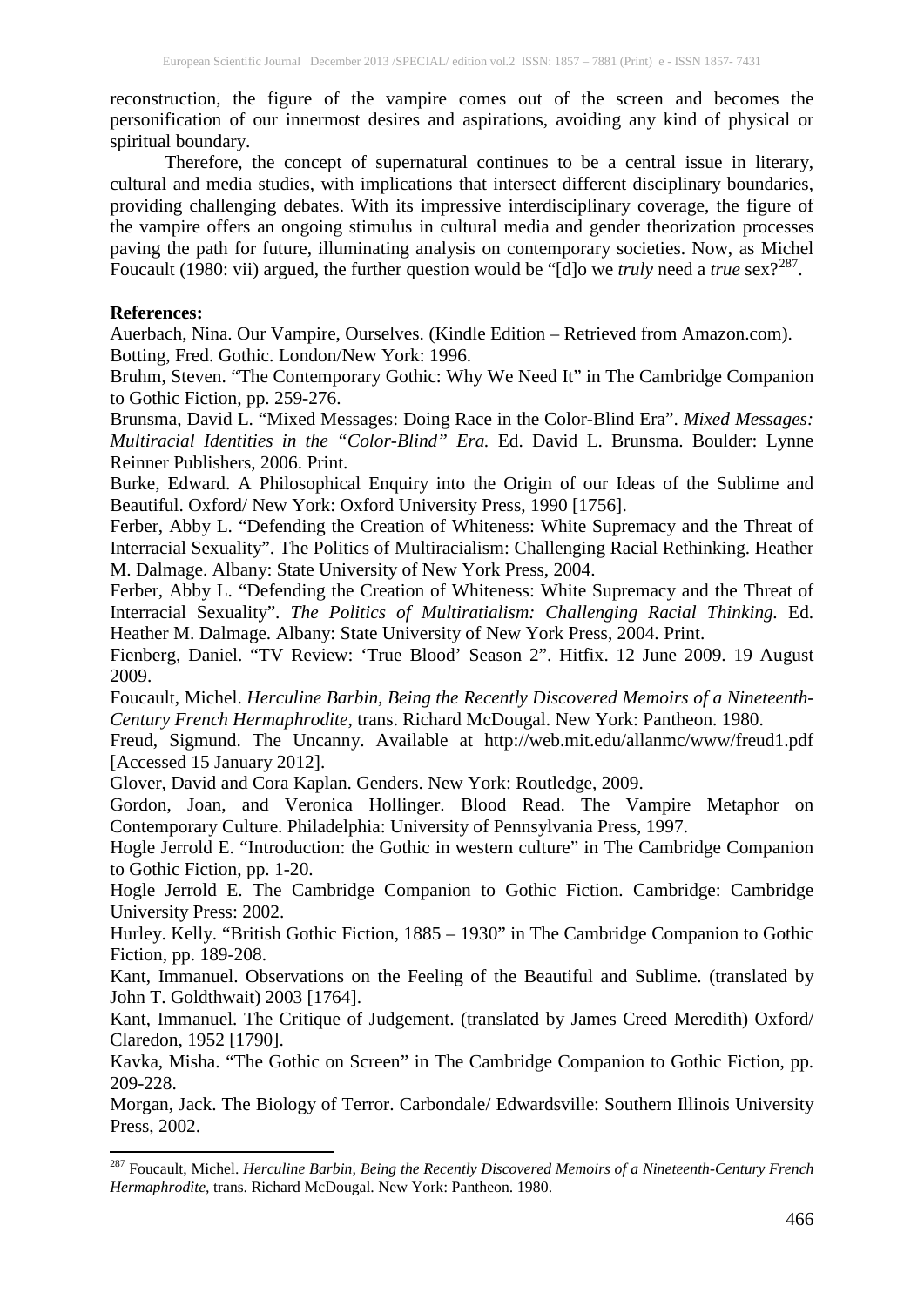reconstruction, the figure of the vampire comes out of the screen and becomes the personification of our innermost desires and aspirations, avoiding any kind of physical or spiritual boundary.

Therefore, the concept of supernatural continues to be a central issue in literary, cultural and media studies, with implications that intersect different disciplinary boundaries, providing challenging debates. With its impressive interdisciplinary coverage, the figure of the vampire offers an ongoing stimulus in cultural media and gender theorization processes paving the path for future, illuminating analysis on contemporary societies. Now, as Michel Foucault (1980: vii) argued, the further question would be "[d]o we *truly* need a *true* sex?[287].

**References:**

Auerbach, Nina. Our Vampire, Ourselves. (Kindle Edition – Retrieved from Amazon.com).

Botting, Fred. Gothic. London/New York: 1996.

Bruhm, Steven. "The Contemporary Gothic: Why We Need It" in The Cambridge Companion to Gothic Fiction, pp. 259-276.

Brunsma, David L. "Mixed Messages: Doing Race in the Color-Blind Era". *Mixed Messages: Multiracial Identities in the "Color-Blind" Era.* Ed. David L. Brunsma. Boulder: Lynne Reinner Publishers, 2006. Print.

Burke, Edward. A Philosophical Enquiry into the Origin of our Ideas of the Sublime and Beautiful. Oxford/ New York: Oxford University Press, 1990 [1756].

Ferber, Abby L. "Defending the Creation of Whiteness: White Supremacy and the Threat of Interracial Sexuality". The Politics of Multiracialism: Challenging Racial Rethinking. Heather M. Dalmage. Albany: State University of New York Press, 2004.

Ferber, Abby L. "Defending the Creation of Whiteness: White Supremacy and the Threat of Interracial Sexuality". *The Politics of Multiratialism: Challenging Racial Thinking.* Ed. Heather M. Dalmage. Albany: State University of New York Press, 2004. Print.

Fienberg, Daniel. "TV Review: 'True Blood' Season 2". Hitfix. 12 June 2009. 19 August 2009.

Foucault, Michel. *Herculine Barbin, Being the Recently Discovered Memoirs of a Nineteenth-Century French Hermaphrodite*, trans. Richard McDougal. New York: Pantheon. 1980.

Freud, Sigmund. The Uncanny. Available at http://web.mit.edu/allanmc/www/freud1.pdf [Accessed 15 January 2012].

Glover, David and Cora Kaplan. Genders. New York: Routledge, 2009.

Gordon, Joan, and Veronica Hollinger. Blood Read. The Vampire Metaphor on Contemporary Culture. Philadelphia: University of Pennsylvania Press, 1997.

Hogle Jerrold E. "Introduction: the Gothic in western culture" in The Cambridge Companion to Gothic Fiction, pp. 1-20.

Hogle Jerrold E. The Cambridge Companion to Gothic Fiction. Cambridge: Cambridge University Press: 2002.

Hurley. Kelly. "British Gothic Fiction, 1885 – 1930" in The Cambridge Companion to Gothic Fiction, pp. 189-208.

Kant, Immanuel. Observations on the Feeling of the Beautiful and Sublime. (translated by John T. Goldthwait) 2003 [1764].

Kant, Immanuel. The Critique of Judgement. (translated by James Creed Meredith) Oxford/ Claredon, 1952 [1790].

Kavka, Misha. "The Gothic on Screen" in The Cambridge Companion to Gothic Fiction, pp. 209-228.

Morgan, Jack. The Biology of Terror. Carbondale/ Edwardsville: Southern Illinois University Press, 2002.

[287] Foucault, Michel. *Herculine Barbin, Being the Recently Discovered Memoirs of a Nineteenth-Century French Hermaphrodite*, trans. Richard McDougal. New York: Pantheon. 1980.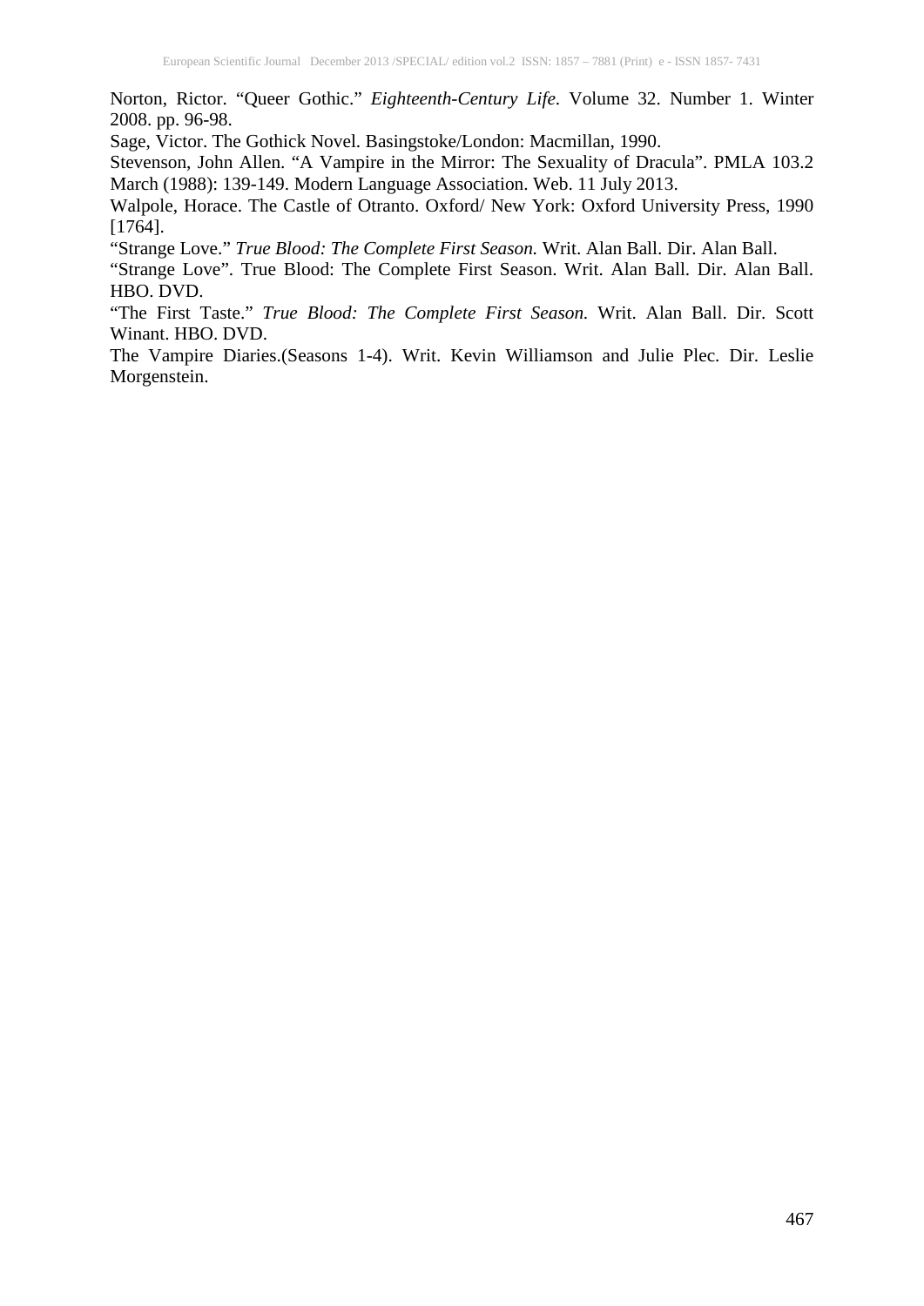Norton, Rictor. "Queer Gothic." *Eighteenth-Century Life*. Volume 32. Number 1. Winter 2008. pp. 96-98.

Sage, Victor. The Gothick Novel. Basingstoke/London: Macmillan, 1990.

Stevenson, John Allen. "A Vampire in the Mirror: The Sexuality of Dracula". PMLA 103.2 March (1988): 139-149. Modern Language Association. Web. 11 July 2013.

Walpole, Horace. The Castle of Otranto. Oxford/ New York: Oxford University Press, 1990 [1764].

"Strange Love." *True Blood: The Complete First Season.* Writ. Alan Ball. Dir. Alan Ball.

"Strange Love". True Blood: The Complete First Season. Writ. Alan Ball. Dir. Alan Ball. HBO. DVD.

"The First Taste." *True Blood: The Complete First Season.* Writ. Alan Ball. Dir. Scott Winant. HBO. DVD.

The Vampire Diaries.(Seasons 1-4). Writ. Kevin Williamson and Julie Plec. Dir. Leslie Morgenstein.